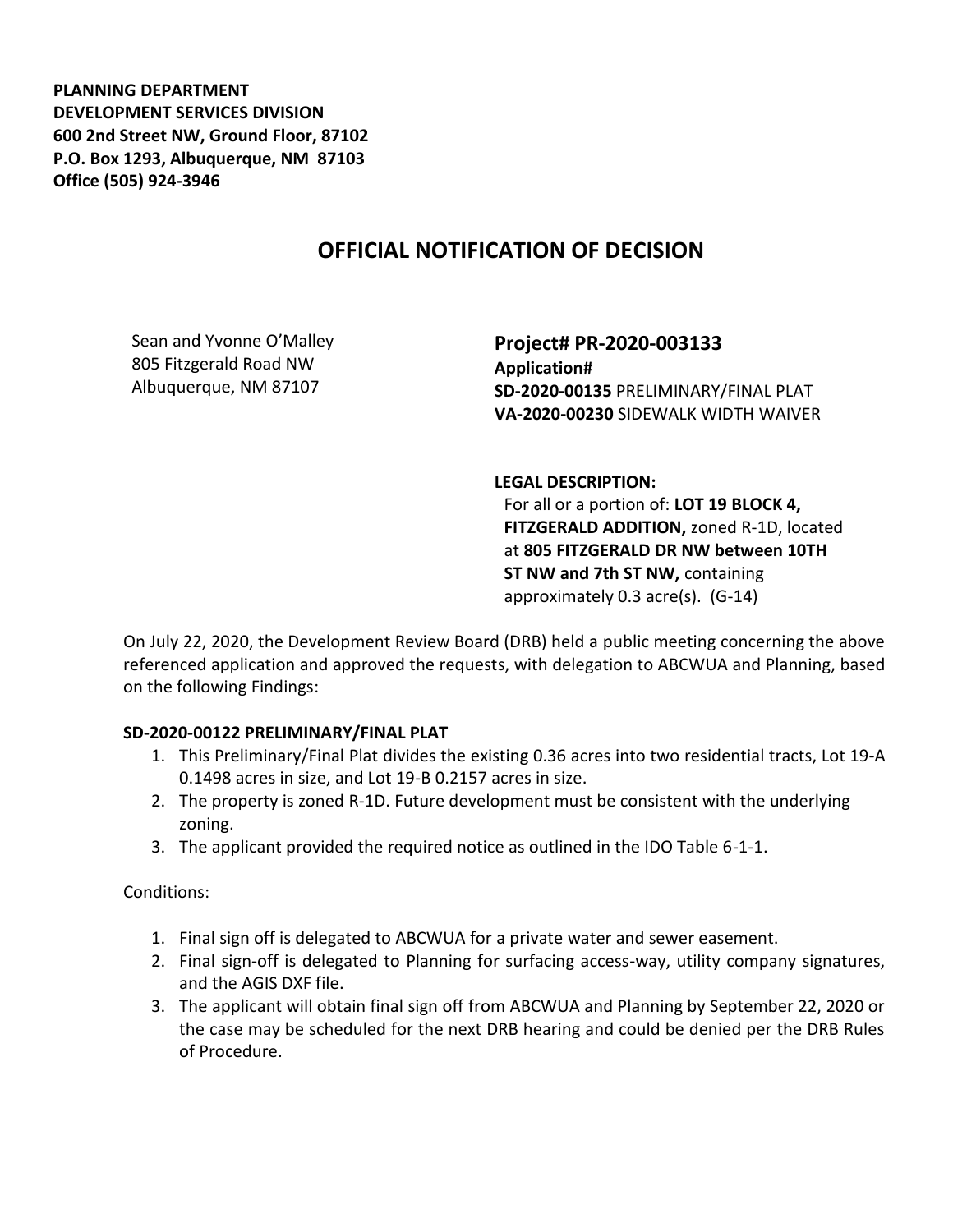**PLANNING DEPARTMENT**
**DEVELOPMENT SERVICES DIVISION**
**600 2nd Street NW, Ground Floor, 87102**
**P.O. Box 1293, Albuquerque, NM 87103**
**Office (505) 924-3946**

# OFFICIAL NOTIFICATION OF DECISION

Sean and Yvonne O'Malley
805 Fitzgerald Road NW
Albuquerque, NM 87107

## Project# PR-2020-003133

**Application#**
**SD-2020-00135** PRELIMINARY/FINAL PLAT
**VA-2020-00230** SIDEWALK WIDTH WAIVER

**LEGAL DESCRIPTION:**
For all or a portion of: **LOT 19 BLOCK 4, FITZGERALD ADDITION,** zoned R-1D, located at **805 FITZGERALD DR NW between 10TH ST NW and 7th ST NW,** containing approximately 0.3 acre(s). (G-14)

On July 22, 2020, the Development Review Board (DRB) held a public meeting concerning the above referenced application and approved the requests, with delegation to ABCWUA and Planning, based on the following Findings:

**SD-2020-00122 PRELIMINARY/FINAL PLAT**

1. This Preliminary/Final Plat divides the existing 0.36 acres into two residential tracts, Lot 19-A 0.1498 acres in size, and Lot 19-B 0.2157 acres in size.
2. The property is zoned R-1D. Future development must be consistent with the underlying zoning.
3. The applicant provided the required notice as outlined in the IDO Table 6-1-1.

Conditions:

1. Final sign off is delegated to ABCWUA for a private water and sewer easement.
2. Final sign-off is delegated to Planning for surfacing access-way, utility company signatures, and the AGIS DXF file.
3. The applicant will obtain final sign off from ABCWUA and Planning by September 22, 2020 or the case may be scheduled for the next DRB hearing and could be denied per the DRB Rules of Procedure.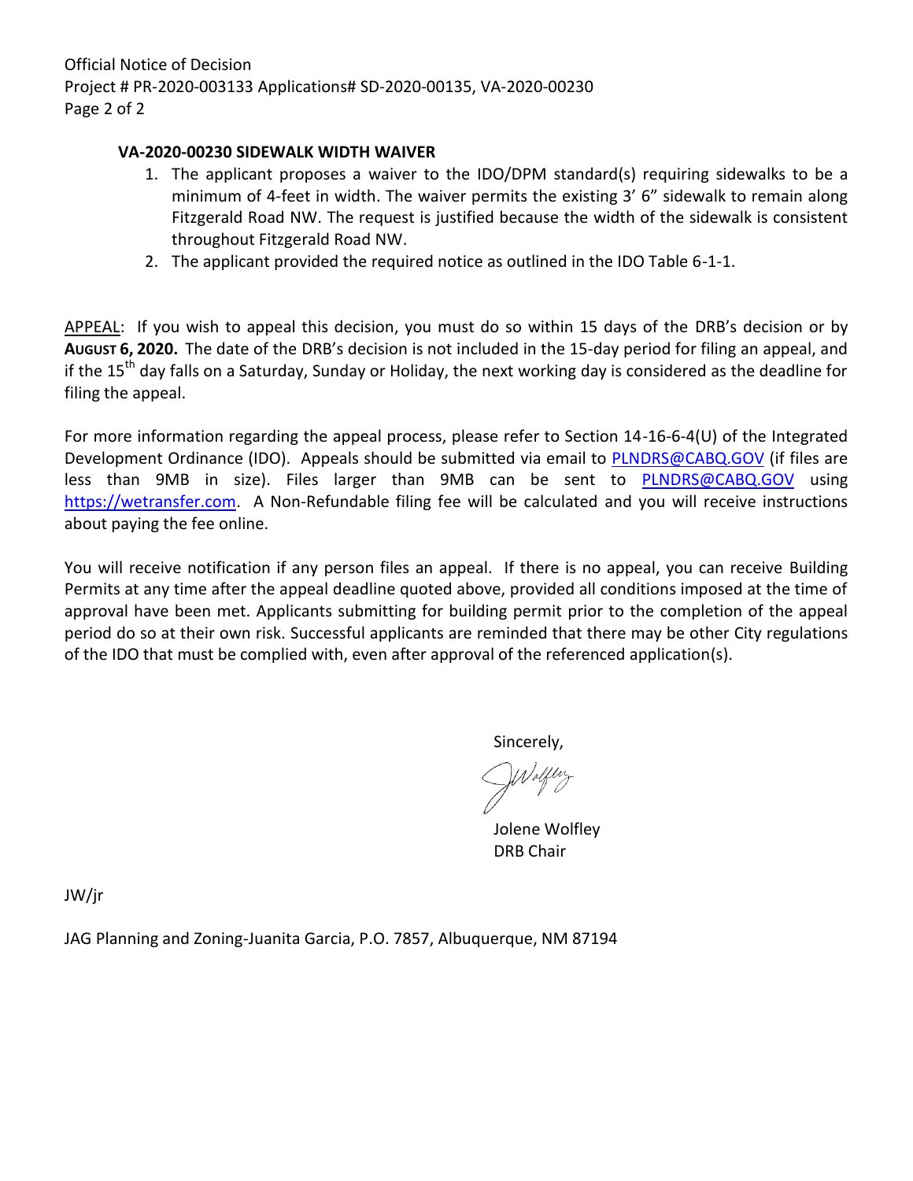**VA-2020-00230 SIDEWALK WIDTH WAIVER**

1. The applicant proposes a waiver to the IDO/DPM standard(s) requiring sidewalks to be a minimum of 4-feet in width. The waiver permits the existing 3' 6" sidewalk to remain along Fitzgerald Road NW. The request is justified because the width of the sidewalk is consistent throughout Fitzgerald Road NW.
2. The applicant provided the required notice as outlined in the IDO Table 6-1-1.

APPEAL: If you wish to appeal this decision, you must do so within 15 days of the DRB's decision or by **AUGUST 6, 2020.** The date of the DRB's decision is not included in the 15-day period for filing an appeal, and if the 15th day falls on a Saturday, Sunday or Holiday, the next working day is considered as the deadline for filing the appeal.

For more information regarding the appeal process, please refer to Section 14-16-6-4(U) of the Integrated Development Ordinance (IDO). Appeals should be submitted via email to PLNDRS@CABQ.GOV (if files are less than 9MB in size). Files larger than 9MB can be sent to PLNDRS@CABQ.GOV using https://wetransfer.com. A Non-Refundable filing fee will be calculated and you will receive instructions about paying the fee online.

You will receive notification if any person files an appeal. If there is no appeal, you can receive Building Permits at any time after the appeal deadline quoted above, provided all conditions imposed at the time of approval have been met. Applicants submitting for building permit prior to the completion of the appeal period do so at their own risk. Successful applicants are reminded that there may be other City regulations of the IDO that must be complied with, even after approval of the referenced application(s).

Sincerely,

Jolene Wolfley
DRB Chair

JW/jr

JAG Planning and Zoning-Juanita Garcia, P.O. 7857, Albuquerque, NM 87194